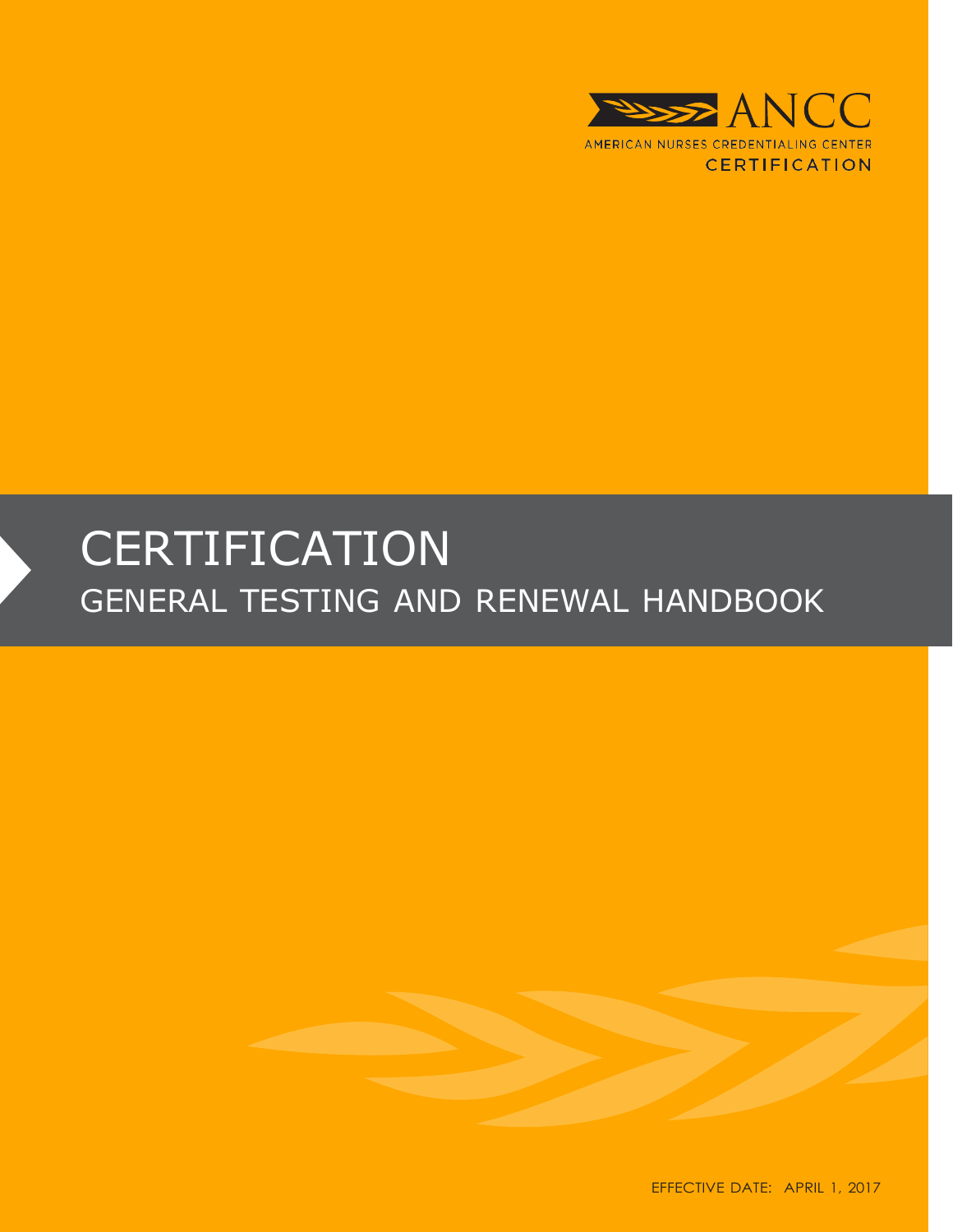ANCC

AMERICAN NURSES CREDENTIALING CENTER

CERTIFICATION

# CERTIFICATION

## GENERAL TESTING AND RENEWAL HANDBOOK

EFFECTIVE DATE: APRIL 1, 2017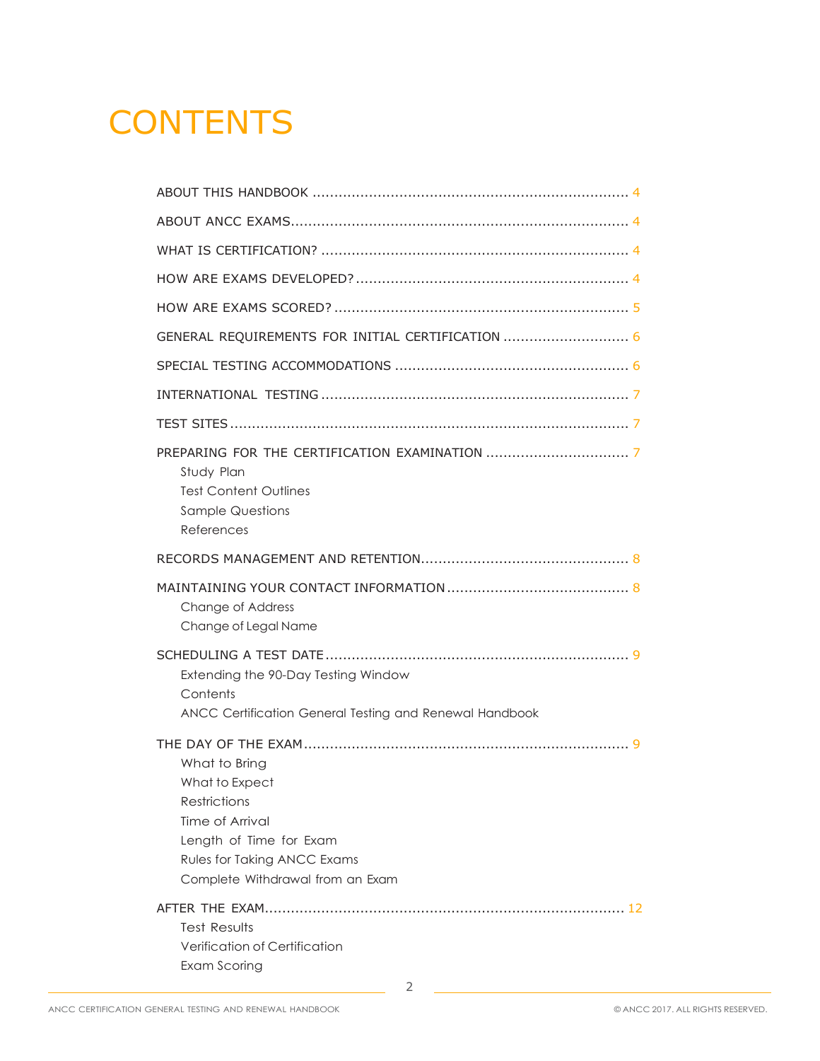# CONTENTS

ABOUT THIS HANDBOOK ........................................................................ 4

ABOUT ANCC EXAMS............................................................................ 4

WHAT IS CERTIFICATION? ...................................................................... 4

HOW ARE EXAMS DEVELOPED?.............................................................. 4

HOW ARE EXAMS SCORED? ................................................................... 5

GENERAL REQUIREMENTS FOR INITIAL CERTIFICATION ............................ 6

SPECIAL TESTING ACCOMMODATIONS ..................................................... 6

INTERNATIONAL TESTING ...................................................................... 7

TEST SITES .......................................................................................... 7

PREPARING FOR THE CERTIFICATION EXAMINATION ................................. 7

- Study Plan
- Test Content Outlines
- Sample Questions
- References

RECORDS MANAGEMENT AND RETENTION................................................ 8

MAINTAINING YOUR CONTACT INFORMATION.......................................... 8

- Change of Address
- Change of Legal Name

SCHEDULING A TEST DATE ..................................................................... 9

- Extending the 90-Day Testing Window
- Contents
- ANCC Certification General Testing and Renewal Handbook

THE DAY OF THE EXAM.......................................................................... 9

- What to Bring
- What to Expect
- Restrictions
- Time of Arrival
- Length of Time for Exam
- Rules for Taking ANCC Exams
- Complete Withdrawal from an Exam

AFTER THE EXAM.................................................................................. 12

- Test Results
- Verification of Certification
- Exam Scoring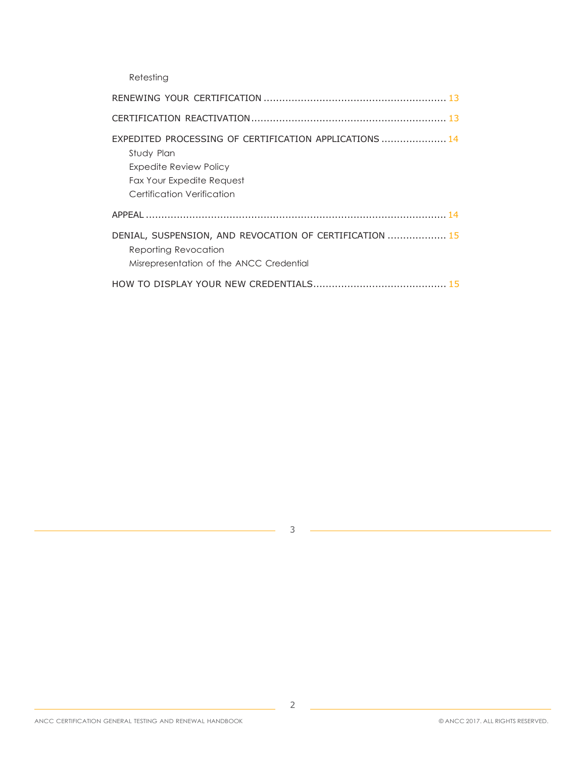Retesting

RENEWING YOUR CERTIFICATION .......................................................... 13

CERTIFICATION REACTIVATION .............................................................. 13

EXPEDITED PROCESSING OF CERTIFICATION APPLICATIONS .................... 14

- Study Plan
- Expedite Review Policy
- Fax Your Expedite Request
- Certification Verification

APPEAL ................................................................................................ 14

DENIAL, SUSPENSION, AND REVOCATION OF CERTIFICATION .................. 15

- Reporting Revocation
- Misrepresentation of the ANCC Credential

HOW TO DISPLAY YOUR NEW CREDENTIALS.......................................... 15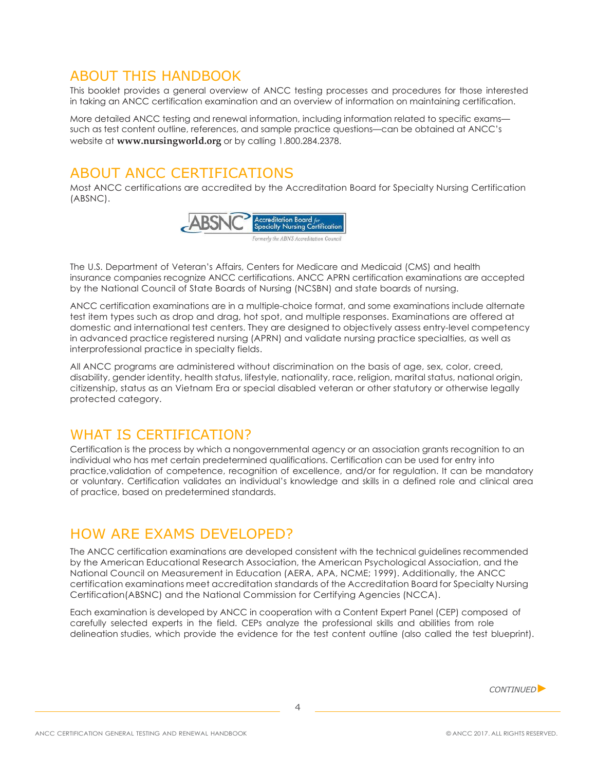## ABOUT THIS HANDBOOK

This booklet provides a general overview of ANCC testing processes and procedures for those interested in taking an ANCC certification examination and an overview of information on maintaining certification.

More detailed ANCC testing and renewal information, including information related to specific exams—such as test content outline, references, and sample practice questions—can be obtained at ANCC's website at **www.nursingworld.org** or by calling 1.800.284.2378.

## ABOUT ANCC CERTIFICATIONS

Most ANCC certifications are accredited by the Accreditation Board for Specialty Nursing Certification (ABSNC).

The U.S. Department of Veteran's Affairs, Centers for Medicare and Medicaid (CMS) and health insurance companies recognize ANCC certifications. ANCC APRN certification examinations are accepted by the National Council of State Boards of Nursing (NCSBN) and state boards of nursing.

ANCC certification examinations are in a multiple-choice format, and some examinations include alternate test item types such as drop and drag, hot spot, and multiple responses. Examinations are offered at domestic and international test centers. They are designed to objectively assess entry-level competency in advanced practice registered nursing (APRN) and validate nursing practice specialties, as well as interprofessional practice in specialty fields.

All ANCC programs are administered without discrimination on the basis of age, sex, color, creed, disability, gender identity, health status, lifestyle, nationality, race, religion, marital status, national origin, citizenship, status as an Vietnam Era or special disabled veteran or other statutory or otherwise legally protected category.

## WHAT IS CERTIFICATION?

Certification is the process by which a nongovernmental agency or an association grants recognition to an individual who has met certain predetermined qualifications. Certification can be used for entry into practice,validation of competence, recognition of excellence, and/or for regulation. It can be mandatory or voluntary. Certification validates an individual's knowledge and skills in a defined role and clinical area of practice, based on predetermined standards.

## HOW ARE EXAMS DEVELOPED?

The ANCC certification examinations are developed consistent with the technical guidelines recommended by the American Educational Research Association, the American Psychological Association, and the National Council on Measurement in Education (AERA, APA, NCME; 1999). Additionally, the ANCC certification examinations meet accreditation standards of the Accreditation Board for Specialty Nursing Certification(ABSNC) and the National Commission for Certifying Agencies (NCCA).

Each examination is developed by ANCC in cooperation with a Content Expert Panel (CEP) composed of carefully selected experts in the field. CEPs analyze the professional skills and abilities from role delineation studies, which provide the evidence for the test content outline (also called the test blueprint).

*CONTINUED*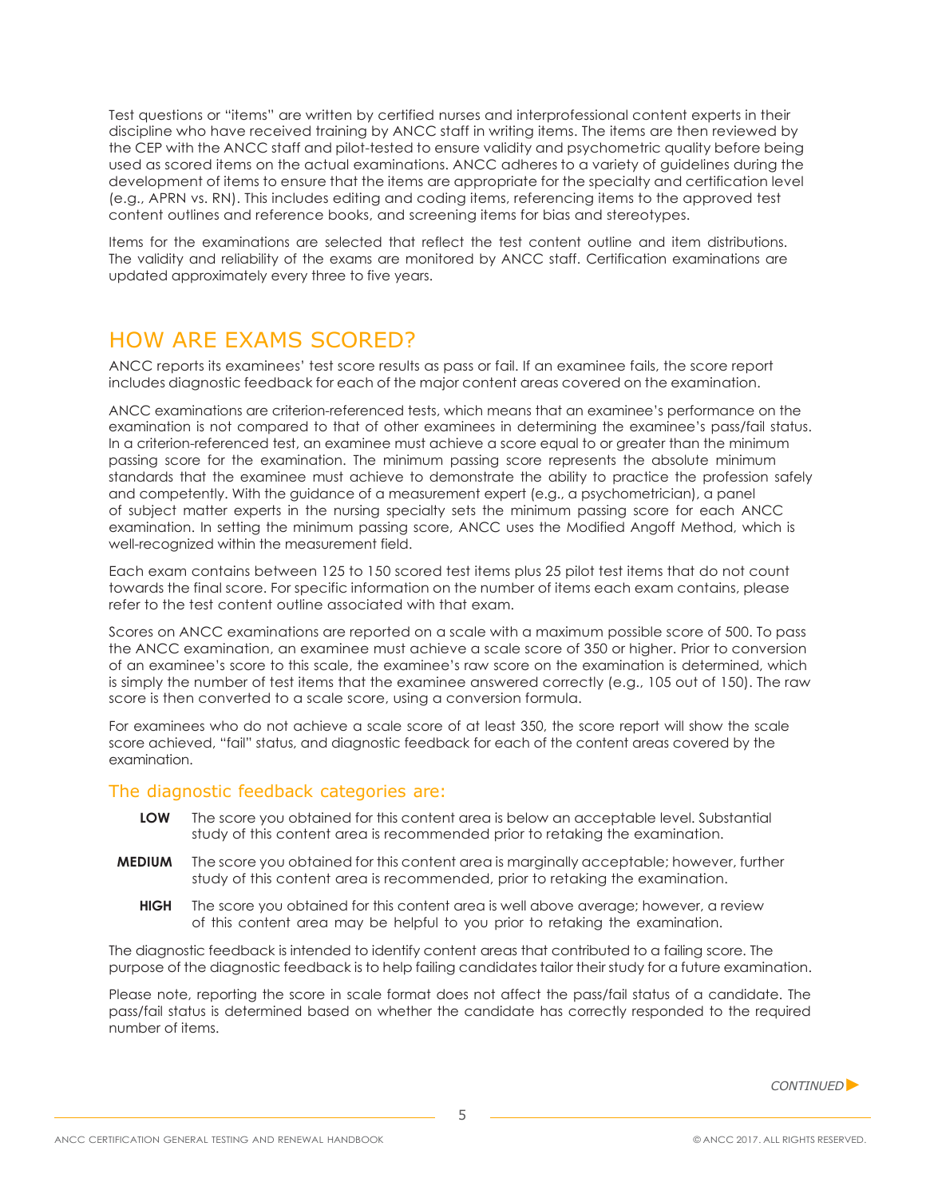Test questions or "items" are written by certified nurses and interprofessional content experts in their discipline who have received training by ANCC staff in writing items. The items are then reviewed by the CEP with the ANCC staff and pilot-tested to ensure validity and psychometric quality before being used as scored items on the actual examinations. ANCC adheres to a variety of guidelines during the development of items to ensure that the items are appropriate for the specialty and certification level (e.g., APRN vs. RN). This includes editing and coding items, referencing items to the approved test content outlines and reference books, and screening items for bias and stereotypes.

Items for the examinations are selected that reflect the test content outline and item distributions. The validity and reliability of the exams are monitored by ANCC staff. Certification examinations are updated approximately every three to five years.

## HOW ARE EXAMS SCORED?

ANCC reports its examinees' test score results as pass or fail. If an examinee fails, the score report includes diagnostic feedback for each of the major content areas covered on the examination.

ANCC examinations are criterion-referenced tests, which means that an examinee's performance on the examination is not compared to that of other examinees in determining the examinee's pass/fail status. In a criterion-referenced test, an examinee must achieve a score equal to or greater than the minimum passing score for the examination. The minimum passing score represents the absolute minimum standards that the examinee must achieve to demonstrate the ability to practice the profession safely and competently. With the guidance of a measurement expert (e.g., a psychometrician), a panel of subject matter experts in the nursing specialty sets the minimum passing score for each ANCC examination. In setting the minimum passing score, ANCC uses the Modified Angoff Method, which is well-recognized within the measurement field.

Each exam contains between 125 to 150 scored test items plus 25 pilot test items that do not count towards the final score. For specific information on the number of items each exam contains, please refer to the test content outline associated with that exam.

Scores on ANCC examinations are reported on a scale with a maximum possible score of 500. To pass the ANCC examination, an examinee must achieve a scale score of 350 or higher. Prior to conversion of an examinee's score to this scale, the examinee's raw score on the examination is determined, which is simply the number of test items that the examinee answered correctly (e.g., 105 out of 150). The raw score is then converted to a scale score, using a conversion formula.

For examinees who do not achieve a scale score of at least 350, the score report will show the scale score achieved, "fail" status, and diagnostic feedback for each of the content areas covered by the examination.

### The diagnostic feedback categories are:

**LOW** The score you obtained for this content area is below an acceptable level. Substantial study of this content area is recommended prior to retaking the examination.

**MEDIUM** The score you obtained for this content area is marginally acceptable; however, further study of this content area is recommended, prior to retaking the examination.

**HIGH** The score you obtained for this content area is well above average; however, a review of this content area may be helpful to you prior to retaking the examination.

The diagnostic feedback is intended to identify content areas that contributed to a failing score. The purpose of the diagnostic feedback is to help failing candidates tailor their study for a future examination.

Please note, reporting the score in scale format does not affect the pass/fail status of a candidate. The pass/fail status is determined based on whether the candidate has correctly responded to the required number of items.

*CONTINUED*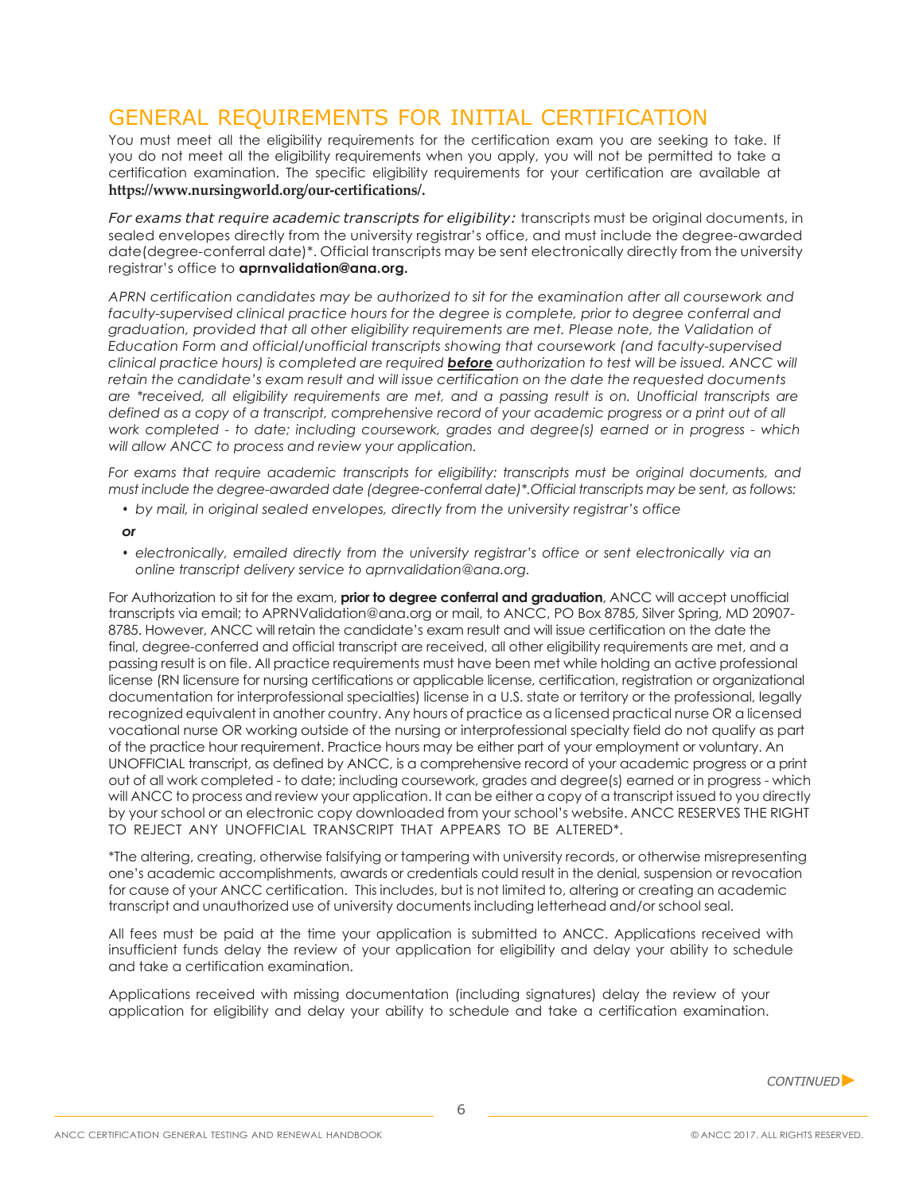## GENERAL REQUIREMENTS FOR INITIAL CERTIFICATION

You must meet all the eligibility requirements for the certification exam you are seeking to take. If you do not meet all the eligibility requirements when you apply, you will not be permitted to take a certification examination. The specific eligibility requirements for your certification are available at **https://www.nursingworld.org/our-certifications/.**

*For exams that require academic transcripts for eligibility:* transcripts must be original documents, in sealed envelopes directly from the university registrar's office, and must include the degree-awarded date(degree-conferral date)*. Official transcripts may be sent electronically directly from the university registrar's office to **aprnvalidation@ana.org.**

*APRN certification candidates may be authorized to sit for the examination after all coursework and faculty-supervised clinical practice hours for the degree is complete, prior to degree conferral and graduation, provided that all other eligibility requirements are met. Please note, the Validation of Education Form and official/unofficial transcripts showing that coursework (and faculty-supervised clinical practice hours) is completed are required* ***before*** *authorization to test will be issued. ANCC will retain the candidate's exam result and will issue certification on the date the requested documents are *received, all eligibility requirements are met, and a passing result is on. Unofficial transcripts are defined as a copy of a transcript, comprehensive record of your academic progress or a print out of all work completed - to date; including coursework, grades and degree(s) earned or in progress - which will allow ANCC to process and review your application.*

*For exams that require academic transcripts for eligibility: transcripts must be original documents, and must include the degree-awarded date (degree-conferral date)*.Official transcripts may be sent, as follows:*

- *by mail, in original sealed envelopes, directly from the university registrar's office*

***or***

- *electronically, emailed directly from the university registrar's office or sent electronically via an online transcript delivery service to aprnvalidation@ana.org.*

For Authorization to sit for the exam, **prior to degree conferral and graduation**, ANCC will accept unofficial transcripts via email; to APRNValidation@ana.org or mail, to ANCC, PO Box 8785, Silver Spring, MD 20907-8785. However, ANCC will retain the candidate's exam result and will issue certification on the date the final, degree-conferred and official transcript are received, all other eligibility requirements are met, and a passing result is on file. All practice requirements must have been met while holding an active professional license (RN licensure for nursing certifications or applicable license, certification, registration or organizational documentation for interprofessional specialties) license in a U.S. state or territory or the professional, legally recognized equivalent in another country. Any hours of practice as a licensed practical nurse OR a licensed vocational nurse OR working outside of the nursing or interprofessional specialty field do not qualify as part of the practice hour requirement. Practice hours may be either part of your employment or voluntary. An UNOFFICIAL transcript, as defined by ANCC, is a comprehensive record of your academic progress or a print out of all work completed - to date; including coursework, grades and degree(s) earned or in progress - which will ANCC to process and review your application. It can be either a copy of a transcript issued to you directly by your school or an electronic copy downloaded from your school's website. ANCC RESERVES THE RIGHT TO REJECT ANY UNOFFICIAL TRANSCRIPT THAT APPEARS TO BE ALTERED*.

*The altering, creating, otherwise falsifying or tampering with university records, or otherwise misrepresenting one's academic accomplishments, awards or credentials could result in the denial, suspension or revocation for cause of your ANCC certification. This includes, but is not limited to, altering or creating an academic transcript and unauthorized use of university documents including letterhead and/or school seal.

All fees must be paid at the time your application is submitted to ANCC. Applications received with insufficient funds delay the review of your application for eligibility and delay your ability to schedule and take a certification examination.

Applications received with missing documentation (including signatures) delay the review of your application for eligibility and delay your ability to schedule and take a certification examination.

*CONTINUED*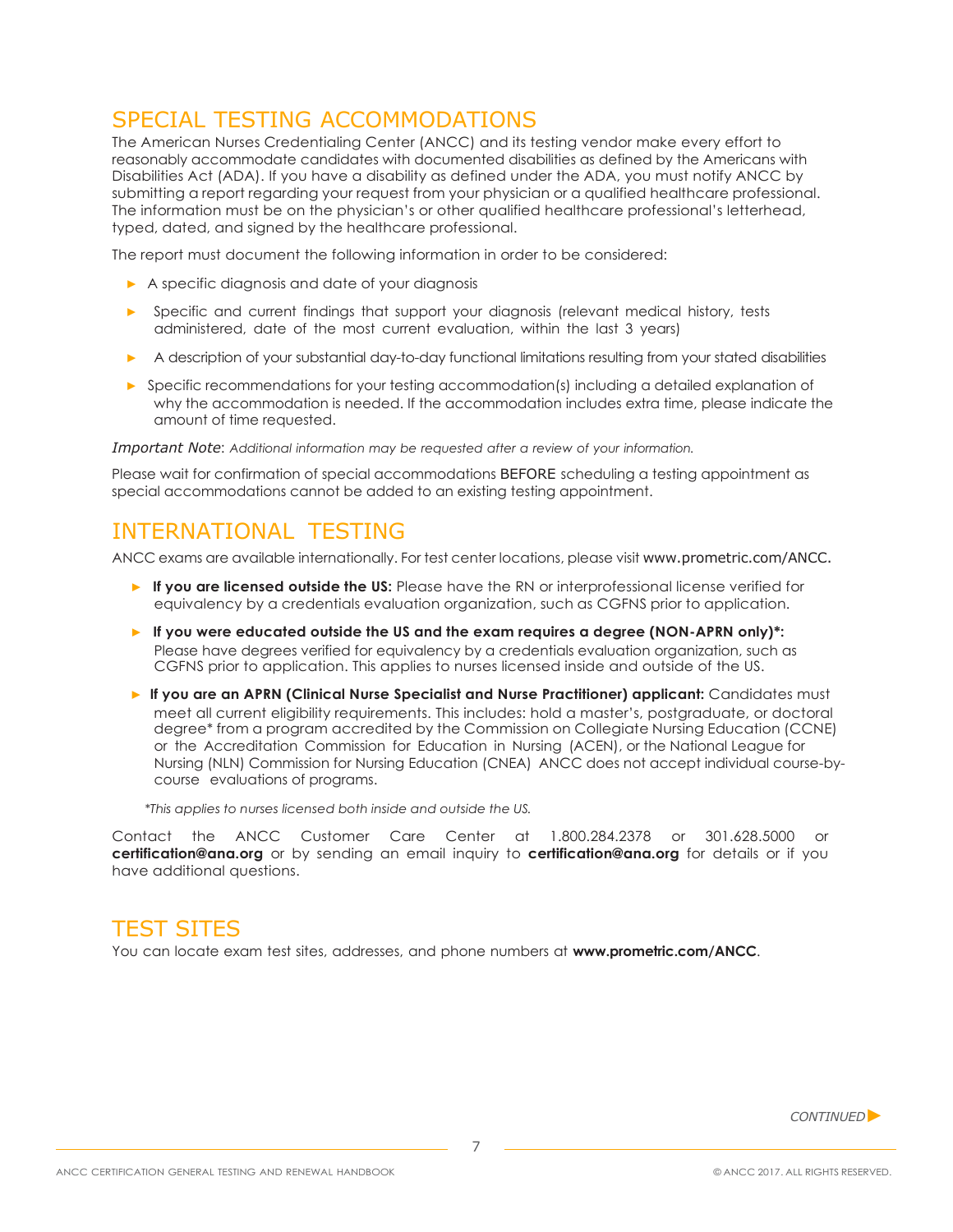## SPECIAL TESTING ACCOMMODATIONS

The American Nurses Credentialing Center (ANCC) and its testing vendor make every effort to reasonably accommodate candidates with documented disabilities as defined by the Americans with Disabilities Act (ADA). If you have a disability as defined under the ADA, you must notify ANCC by submitting a report regarding your request from your physician or a qualified healthcare professional. The information must be on the physician's or other qualified healthcare professional's letterhead, typed, dated, and signed by the healthcare professional.

The report must document the following information in order to be considered:

- A specific diagnosis and date of your diagnosis
- Specific and current findings that support your diagnosis (relevant medical history, tests administered, date of the most current evaluation, within the last 3 years)
- A description of your substantial day-to-day functional limitations resulting from your stated disabilities
- Specific recommendations for your testing accommodation(s) including a detailed explanation of why the accommodation is needed. If the accommodation includes extra time, please indicate the amount of time requested.

*Important Note*: *Additional information may be requested after a review of your information.*

Please wait for confirmation of special accommodations BEFORE scheduling a testing appointment as special accommodations cannot be added to an existing testing appointment.

## INTERNATIONAL TESTING

ANCC exams are available internationally. For test center locations, please visit www.prometric.com/ANCC.

- **If you are licensed outside the US:** Please have the RN or interprofessional license verified for equivalency by a credentials evaluation organization, such as CGFNS prior to application.
- **If you were educated outside the US and the exam requires a degree (NON-APRN only)*:** Please have degrees verified for equivalency by a credentials evaluation organization, such as CGFNS prior to application. This applies to nurses licensed inside and outside of the US.
- **If you are an APRN (Clinical Nurse Specialist and Nurse Practitioner) applicant:** Candidates must meet all current eligibility requirements. This includes: hold a master's, postgraduate, or doctoral degree* from a program accredited by the Commission on Collegiate Nursing Education (CCNE) or the Accreditation Commission for Education in Nursing (ACEN), or the National League for Nursing (NLN) Commission for Nursing Education (CNEA) ANCC does not accept individual course-by-course evaluations of programs.

*\*This applies to nurses licensed both inside and outside the US.*

Contact the ANCC Customer Care Center at 1.800.284.2378 or 301.628.5000 or **certification@ana.org** or by sending an email inquiry to **certification@ana.org** for details or if you have additional questions.

## TEST SITES

You can locate exam test sites, addresses, and phone numbers at **www.prometric.com/ANCC**.

*CONTINUED*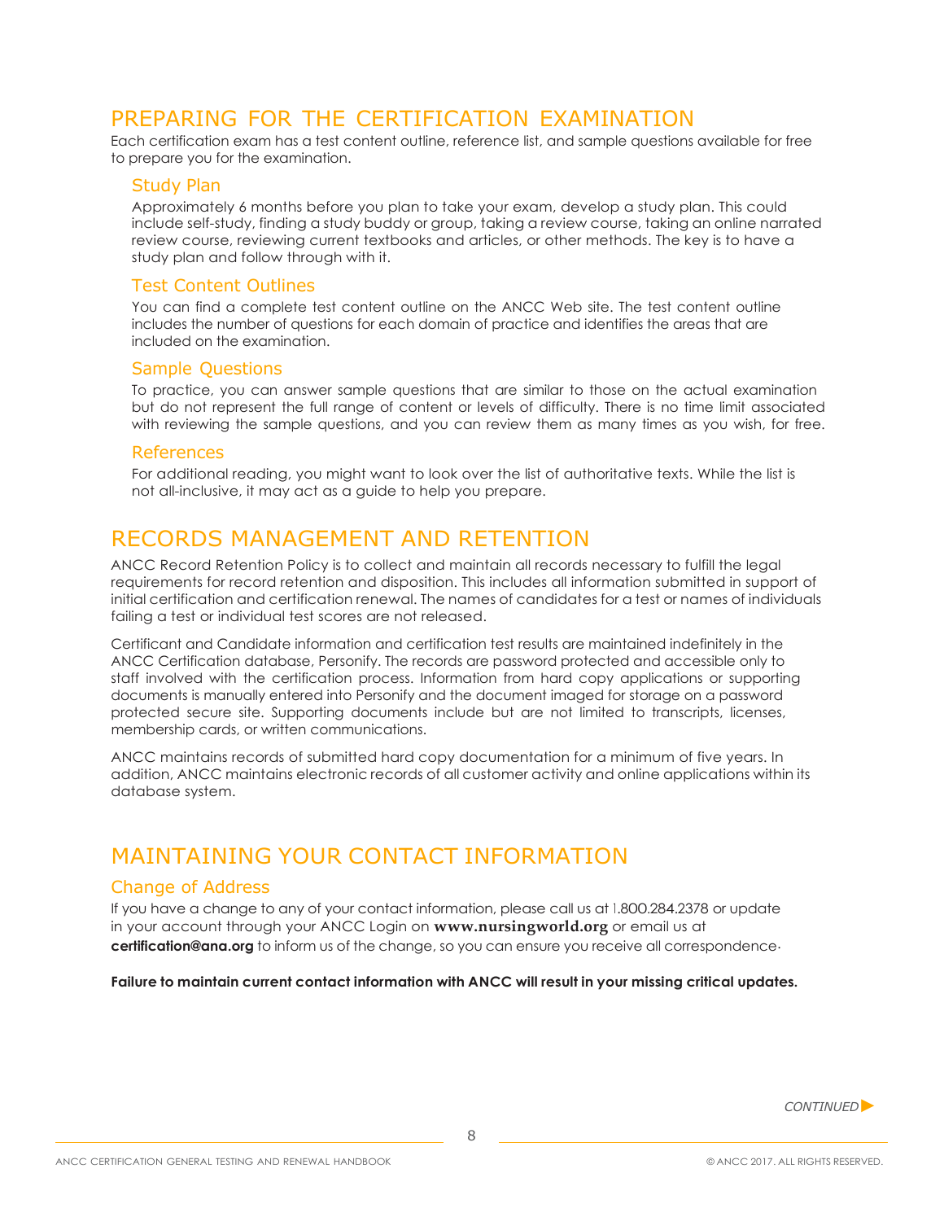# PREPARING FOR THE CERTIFICATION EXAMINATION

Each certification exam has a test content outline, reference list, and sample questions available for free to prepare you for the examination.

## Study Plan

Approximately 6 months before you plan to take your exam, develop a study plan. This could include self-study, finding a study buddy or group, taking a review course, taking an online narrated review course, reviewing current textbooks and articles, or other methods. The key is to have a study plan and follow through with it.

## Test Content Outlines

You can find a complete test content outline on the ANCC Web site. The test content outline includes the number of questions for each domain of practice and identifies the areas that are included on the examination.

## Sample Questions

To practice, you can answer sample questions that are similar to those on the actual examination but do not represent the full range of content or levels of difficulty. There is no time limit associated with reviewing the sample questions, and you can review them as many times as you wish, for free.

## References

For additional reading, you might want to look over the list of authoritative texts. While the list is not all-inclusive, it may act as a guide to help you prepare.

# RECORDS MANAGEMENT AND RETENTION

ANCC Record Retention Policy is to collect and maintain all records necessary to fulfill the legal requirements for record retention and disposition. This includes all information submitted in support of initial certification and certification renewal. The names of candidates for a test or names of individuals failing a test or individual test scores are not released.

Certificant and Candidate information and certification test results are maintained indefinitely in the ANCC Certification database, Personify. The records are password protected and accessible only to staff involved with the certification process. Information from hard copy applications or supporting documents is manually entered into Personify and the document imaged for storage on a password protected secure site. Supporting documents include but are not limited to transcripts, licenses, membership cards, or written communications.

ANCC maintains records of submitted hard copy documentation for a minimum of five years. In addition, ANCC maintains electronic records of all customer activity and online applications within its database system.

# MAINTAINING YOUR CONTACT INFORMATION

## Change of Address

If you have a change to any of your contact information, please call us at 1.800.284.2378 or update in your account through your ANCC Login on **www.nursingworld.org** or email us at **certification@ana.org** to inform us of the change, so you can ensure you receive all correspondence.

**Failure to maintain current contact information with ANCC will result in your missing critical updates.**

*CONTINUED*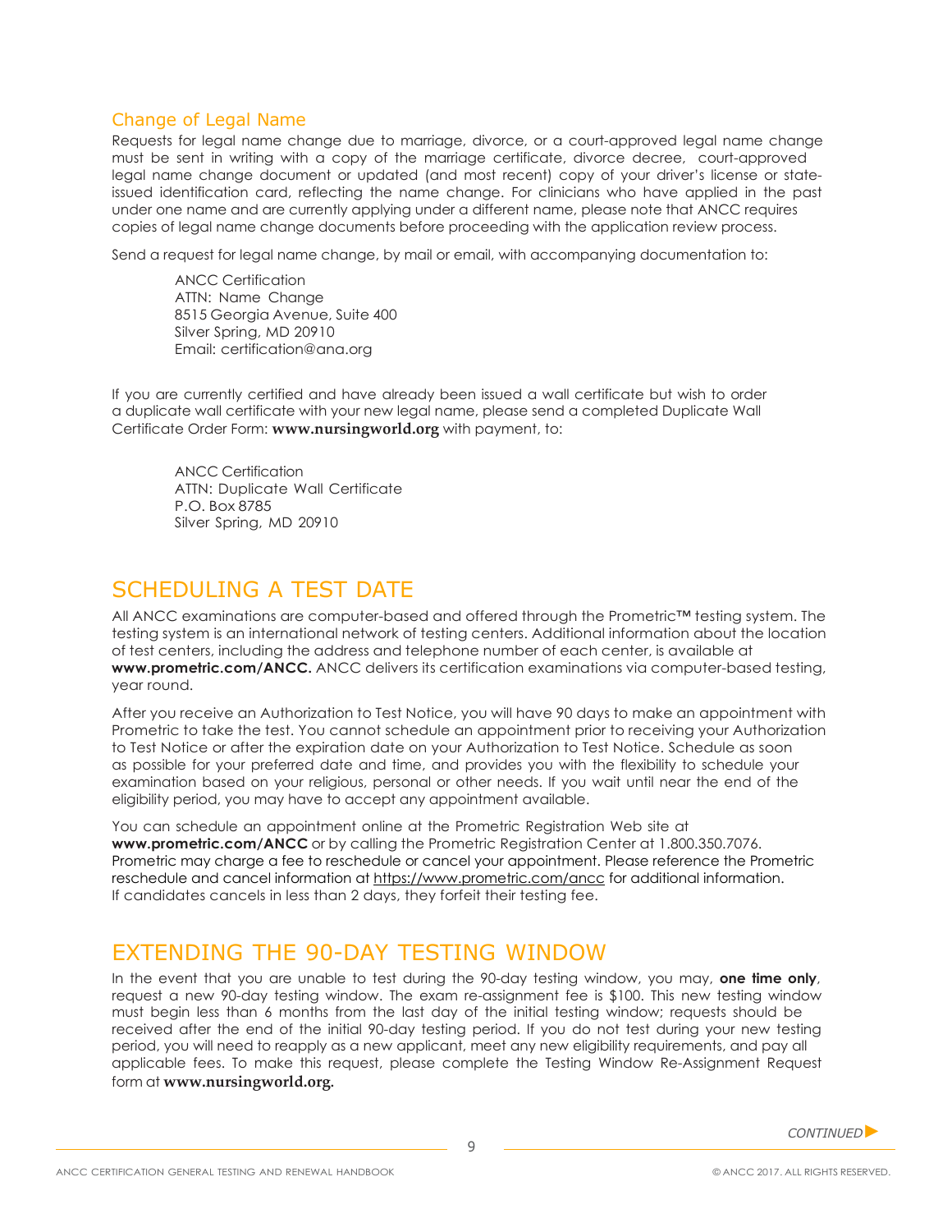### Change of Legal Name

Requests for legal name change due to marriage, divorce, or a court-approved legal name change must be sent in writing with a copy of the marriage certificate, divorce decree, court-approved legal name change document or updated (and most recent) copy of your driver's license or state-issued identification card, reflecting the name change. For clinicians who have applied in the past under one name and are currently applying under a different name, please note that ANCC requires copies of legal name change documents before proceeding with the application review process.

Send a request for legal name change, by mail or email, with accompanying documentation to:

ANCC Certification
ATTN: Name Change
8515 Georgia Avenue, Suite 400
Silver Spring, MD 20910
Email: certification@ana.org

If you are currently certified and have already been issued a wall certificate but wish to order a duplicate wall certificate with your new legal name, please send a completed Duplicate Wall Certificate Order Form: **www.nursingworld.org** with payment, to:

ANCC Certification
ATTN: Duplicate Wall Certificate
P.O. Box 8785
Silver Spring, MD 20910

## SCHEDULING A TEST DATE

All ANCC examinations are computer-based and offered through the Prometric™ testing system. The testing system is an international network of testing centers. Additional information about the location of test centers, including the address and telephone number of each center, is available at **www.prometric.com/ANCC.** ANCC delivers its certification examinations via computer-based testing, year round.

After you receive an Authorization to Test Notice, you will have 90 days to make an appointment with Prometric to take the test. You cannot schedule an appointment prior to receiving your Authorization to Test Notice or after the expiration date on your Authorization to Test Notice. Schedule as soon as possible for your preferred date and time, and provides you with the flexibility to schedule your examination based on your religious, personal or other needs. If you wait until near the end of the eligibility period, you may have to accept any appointment available.

You can schedule an appointment online at the Prometric Registration Web site at **www.prometric.com/ANCC** or by calling the Prometric Registration Center at 1.800.350.7076. Prometric may charge a fee to reschedule or cancel your appointment. Please reference the Prometric reschedule and cancel information at https://www.prometric.com/ancc for additional information. If candidates cancels in less than 2 days, they forfeit their testing fee.

## EXTENDING THE 90-DAY TESTING WINDOW

In the event that you are unable to test during the 90-day testing window, you may, **one time only**, request a new 90-day testing window. The exam re-assignment fee is $100. This new testing window must begin less than 6 months from the last day of the initial testing window; requests should be received after the end of the initial 90-day testing period. If you do not test during your new testing period, you will need to reapply as a new applicant, meet any new eligibility requirements, and pay all applicable fees. To make this request, please complete the Testing Window Re-Assignment Request form at **www.nursingworld.org.**

*CONTINUED*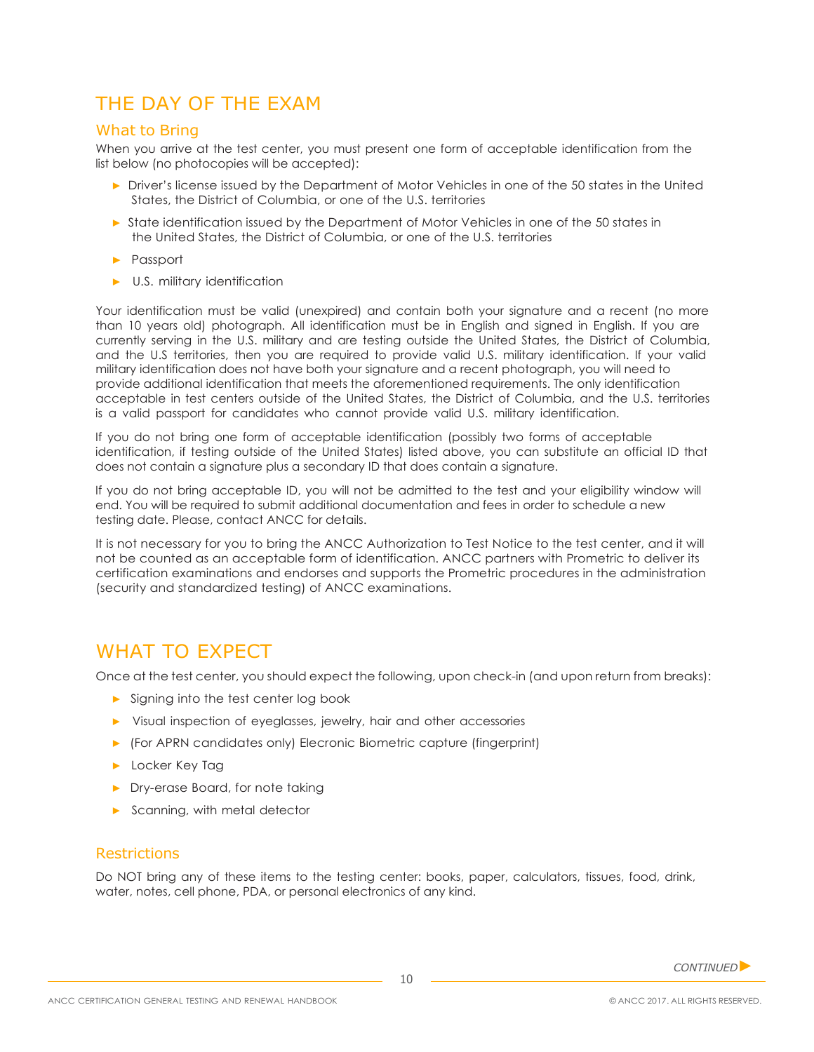# THE DAY OF THE EXAM

## What to Bring

When you arrive at the test center, you must present one form of acceptable identification from the list below (no photocopies will be accepted):

- Driver's license issued by the Department of Motor Vehicles in one of the 50 states in the United States, the District of Columbia, or one of the U.S. territories
- State identification issued by the Department of Motor Vehicles in one of the 50 states in the United States, the District of Columbia, or one of the U.S. territories
- Passport
- U.S. military identification

Your identification must be valid (unexpired) and contain both your signature and a recent (no more than 10 years old) photograph. All identification must be in English and signed in English. If you are currently serving in the U.S. military and are testing outside the United States, the District of Columbia, and the U.S territories, then you are required to provide valid U.S. military identification. If your valid military identification does not have both your signature and a recent photograph, you will need to provide additional identification that meets the aforementioned requirements. The only identification acceptable in test centers outside of the United States, the District of Columbia, and the U.S. territories is a valid passport for candidates who cannot provide valid U.S. military identification.

If you do not bring one form of acceptable identification (possibly two forms of acceptable identification, if testing outside of the United States) listed above, you can substitute an official ID that does not contain a signature plus a secondary ID that does contain a signature.

If you do not bring acceptable ID, you will not be admitted to the test and your eligibility window will end. You will be required to submit additional documentation and fees in order to schedule a new testing date. Please, contact ANCC for details.

It is not necessary for you to bring the ANCC Authorization to Test Notice to the test center, and it will not be counted as an acceptable form of identification. ANCC partners with Prometric to deliver its certification examinations and endorses and supports the Prometric procedures in the administration (security and standardized testing) of ANCC examinations.

# WHAT TO EXPECT

Once at the test center, you should expect the following, upon check-in (and upon return from breaks):

- Signing into the test center log book
- Visual inspection of eyeglasses, jewelry, hair and other accessories
- (For APRN candidates only) Elecronic Biometric capture (fingerprint)
- Locker Key Tag
- Dry-erase Board, for note taking
- Scanning, with metal detector

## Restrictions

Do NOT bring any of these items to the testing center: books, paper, calculators, tissues, food, drink, water, notes, cell phone, PDA, or personal electronics of any kind.

*CONTINUED*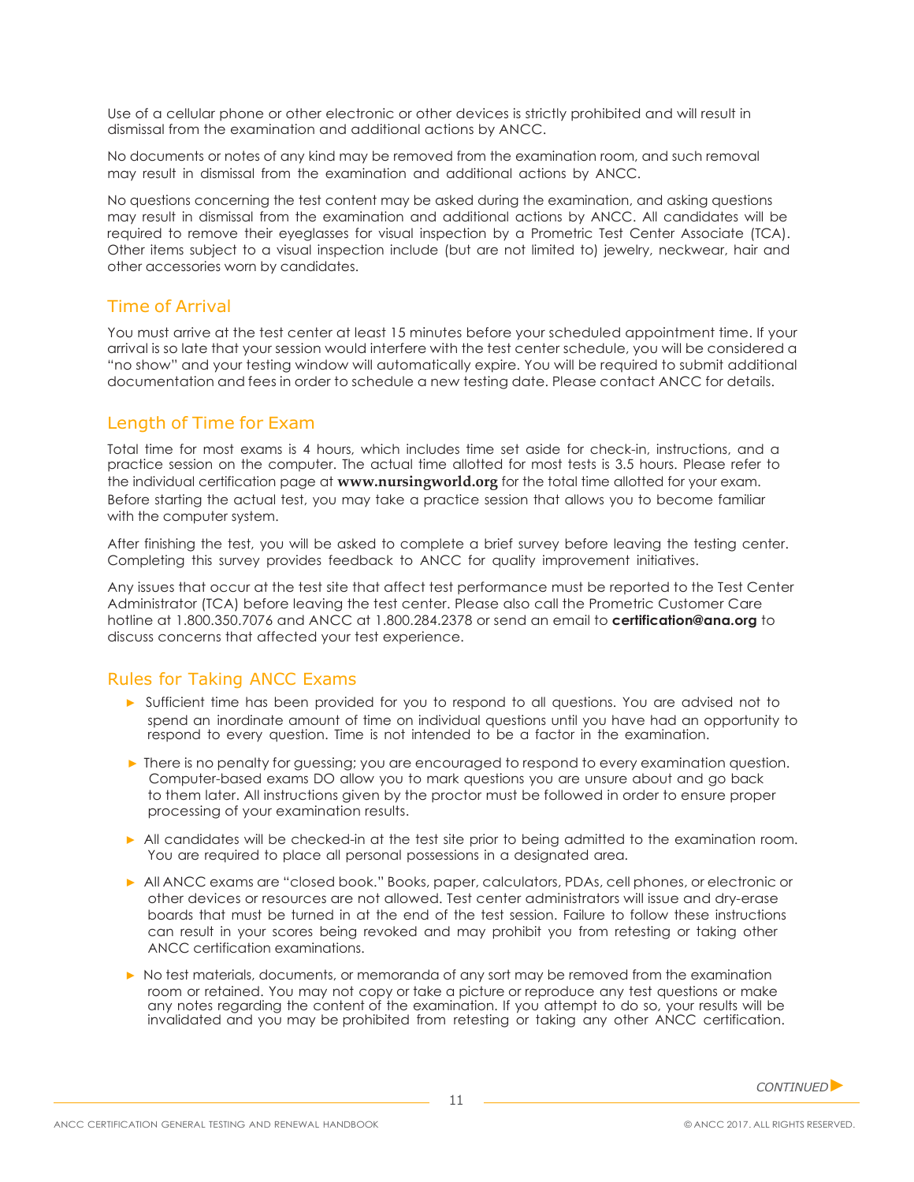Use of a cellular phone or other electronic or other devices is strictly prohibited and will result in dismissal from the examination and additional actions by ANCC.

No documents or notes of any kind may be removed from the examination room, and such removal may result in dismissal from the examination and additional actions by ANCC.

No questions concerning the test content may be asked during the examination, and asking questions may result in dismissal from the examination and additional actions by ANCC. All candidates will be required to remove their eyeglasses for visual inspection by a Prometric Test Center Associate (TCA). Other items subject to a visual inspection include (but are not limited to) jewelry, neckwear, hair and other accessories worn by candidates.

## Time of Arrival

You must arrive at the test center at least 15 minutes before your scheduled appointment time. If your arrival is so late that your session would interfere with the test center schedule, you will be considered a "no show" and your testing window will automatically expire. You will be required to submit additional documentation and fees in order to schedule a new testing date. Please contact ANCC for details.

## Length of Time for Exam

Total time for most exams is 4 hours, which includes time set aside for check-in, instructions, and a practice session on the computer. The actual time allotted for most tests is 3.5 hours. Please refer to the individual certification page at **www.nursingworld.org** for the total time allotted for your exam. Before starting the actual test, you may take a practice session that allows you to become familiar with the computer system.

After finishing the test, you will be asked to complete a brief survey before leaving the testing center. Completing this survey provides feedback to ANCC for quality improvement initiatives.

Any issues that occur at the test site that affect test performance must be reported to the Test Center Administrator (TCA) before leaving the test center. Please also call the Prometric Customer Care hotline at 1.800.350.7076 and ANCC at 1.800.284.2378 or send an email to **certification@ana.org** to discuss concerns that affected your test experience.

## Rules for Taking ANCC Exams

- Sufficient time has been provided for you to respond to all questions. You are advised not to spend an inordinate amount of time on individual questions until you have had an opportunity to respond to every question. Time is not intended to be a factor in the examination.
- There is no penalty for guessing; you are encouraged to respond to every examination question. Computer-based exams DO allow you to mark questions you are unsure about and go back to them later. All instructions given by the proctor must be followed in order to ensure proper processing of your examination results.
- All candidates will be checked-in at the test site prior to being admitted to the examination room. You are required to place all personal possessions in a designated area.
- All ANCC exams are "closed book." Books, paper, calculators, PDAs, cell phones, or electronic or other devices or resources are not allowed. Test center administrators will issue and dry-erase boards that must be turned in at the end of the test session. Failure to follow these instructions can result in your scores being revoked and may prohibit you from retesting or taking other ANCC certification examinations.
- No test materials, documents, or memoranda of any sort may be removed from the examination room or retained. You may not copy or take a picture or reproduce any test questions or make any notes regarding the content of the examination. If you attempt to do so, your results will be invalidated and you may be prohibited from retesting or taking any other ANCC certification.

*CONTINUED*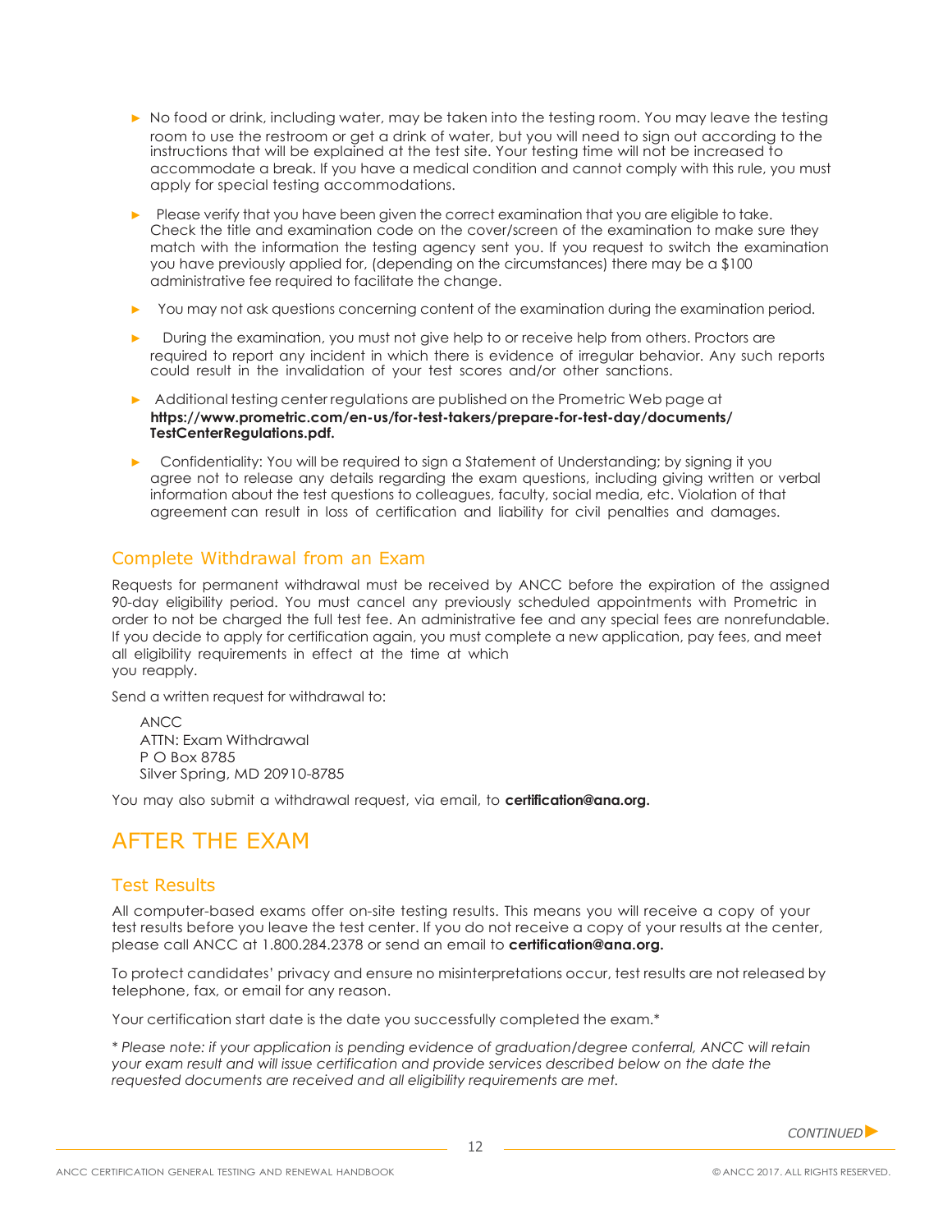- No food or drink, including water, may be taken into the testing room. You may leave the testing room to use the restroom or get a drink of water, but you will need to sign out according to the instructions that will be explained at the test site. Your testing time will not be increased to accommodate a break. If you have a medical condition and cannot comply with this rule, you must apply for special testing accommodations.
- Please verify that you have been given the correct examination that you are eligible to take. Check the title and examination code on the cover/screen of the examination to make sure they match with the information the testing agency sent you. If you request to switch the examination you have previously applied for, (depending on the circumstances) there may be a $100 administrative fee required to facilitate the change.
- You may not ask questions concerning content of the examination during the examination period.
- During the examination, you must not give help to or receive help from others. Proctors are required to report any incident in which there is evidence of irregular behavior. Any such reports could result in the invalidation of your test scores and/or other sanctions.
- Additional testing center regulations are published on the Prometric Web page at **https://www.prometric.com/en-us/for-test-takers/prepare-for-test-day/documents/TestCenterRegulations.pdf.**
- Confidentiality: You will be required to sign a Statement of Understanding; by signing it you agree not to release any details regarding the exam questions, including giving written or verbal information about the test questions to colleagues, faculty, social media, etc. Violation of that agreement can result in loss of certification and liability for civil penalties and damages.

## Complete Withdrawal from an Exam

Requests for permanent withdrawal must be received by ANCC before the expiration of the assigned 90-day eligibility period. You must cancel any previously scheduled appointments with Prometric in order to not be charged the full test fee. An administrative fee and any special fees are nonrefundable. If you decide to apply for certification again, you must complete a new application, pay fees, and meet all eligibility requirements in effect at the time at which you reapply.

Send a written request for withdrawal to:

ANCC
ATTN: Exam Withdrawal
P O Box 8785
Silver Spring, MD 20910-8785

You may also submit a withdrawal request, via email, to **certification@ana.org.**

# AFTER THE EXAM

## Test Results

All computer-based exams offer on-site testing results. This means you will receive a copy of your test results before you leave the test center. If you do not receive a copy of your results at the center, please call ANCC at 1.800.284.2378 or send an email to **certification@ana.org.**

To protect candidates' privacy and ensure no misinterpretations occur, test results are not released by telephone, fax, or email for any reason.

Your certification start date is the date you successfully completed the exam.*

*\* Please note: if your application is pending evidence of graduation/degree conferral, ANCC will retain your exam result and will issue certification and provide services described below on the date the requested documents are received and all eligibility requirements are met.*

CONTINUED ►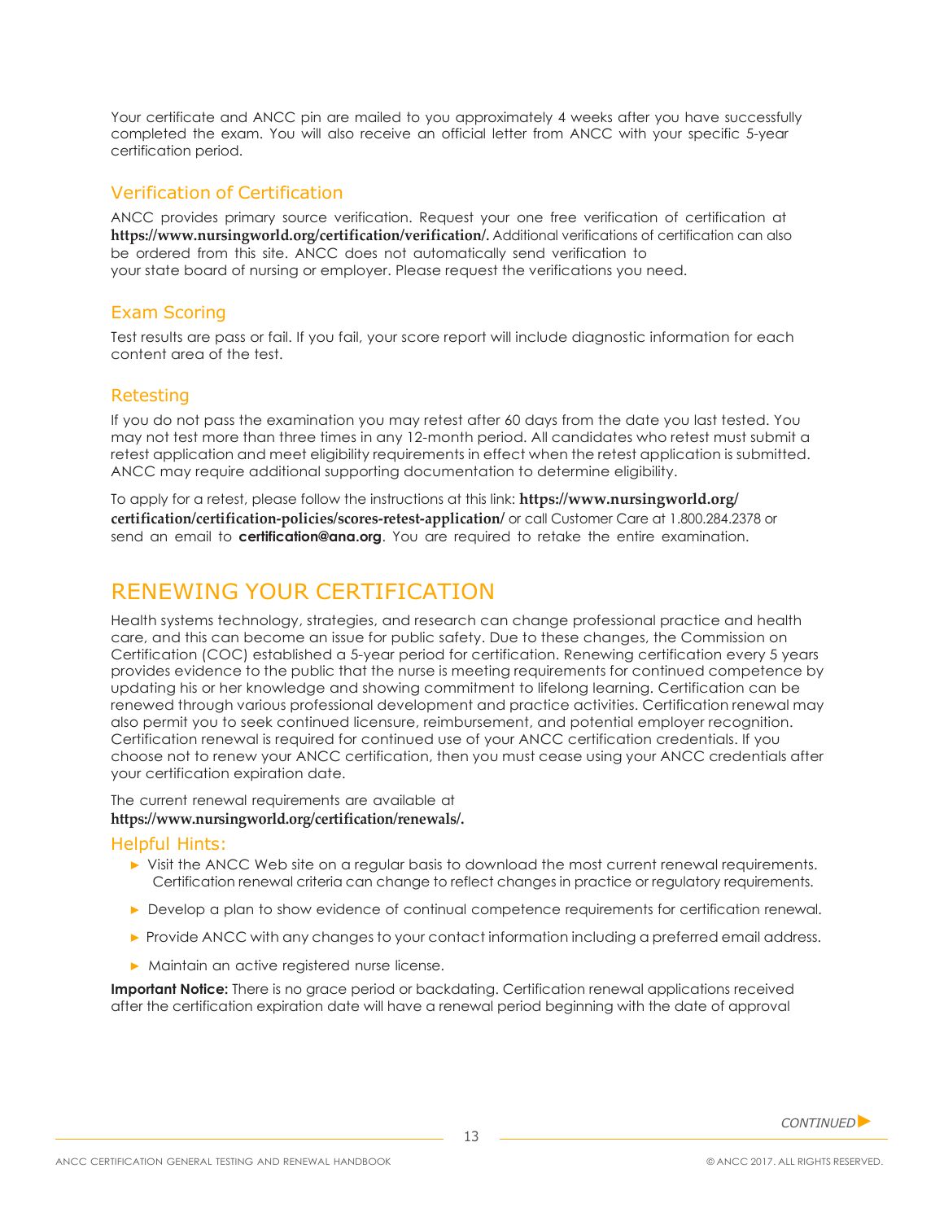Your certificate and ANCC pin are mailed to you approximately 4 weeks after you have successfully completed the exam. You will also receive an official letter from ANCC with your specific 5-year certification period.

### Verification of Certification

ANCC provides primary source verification. Request your one free verification of certification at **https://www.nursingworld.org/certification/verification/.** Additional verifications of certification can also be ordered from this site. ANCC does not automatically send verification to your state board of nursing or employer. Please request the verifications you need.

### Exam Scoring

Test results are pass or fail. If you fail, your score report will include diagnostic information for each content area of the test.

### Retesting

If you do not pass the examination you may retest after 60 days from the date you last tested. You may not test more than three times in any 12-month period. All candidates who retest must submit a retest application and meet eligibility requirements in effect when the retest application is submitted. ANCC may require additional supporting documentation to determine eligibility.

To apply for a retest, please follow the instructions at this link: **https://www.nursingworld.org/certification/certification-policies/scores-retest-application/** or call Customer Care at 1.800.284.2378 or send an email to **certification@ana.org**. You are required to retake the entire examination.

## RENEWING YOUR CERTIFICATION

Health systems technology, strategies, and research can change professional practice and health care, and this can become an issue for public safety. Due to these changes, the Commission on Certification (COC) established a 5-year period for certification. Renewing certification every 5 years provides evidence to the public that the nurse is meeting requirements for continued competence by updating his or her knowledge and showing commitment to lifelong learning. Certification can be renewed through various professional development and practice activities. Certification renewal may also permit you to seek continued licensure, reimbursement, and potential employer recognition. Certification renewal is required for continued use of your ANCC certification credentials. If you choose not to renew your ANCC certification, then you must cease using your ANCC credentials after your certification expiration date.

The current renewal requirements are available at **https://www.nursingworld.org/certification/renewals/.**

### Helpful Hints:

- Visit the ANCC Web site on a regular basis to download the most current renewal requirements. Certification renewal criteria can change to reflect changes in practice or regulatory requirements.
- Develop a plan to show evidence of continual competence requirements for certification renewal.
- Provide ANCC with any changes to your contact information including a preferred email address.
- Maintain an active registered nurse license.

**Important Notice:** There is no grace period or backdating. Certification renewal applications received after the certification expiration date will have a renewal period beginning with the date of approval

*CONTINUED*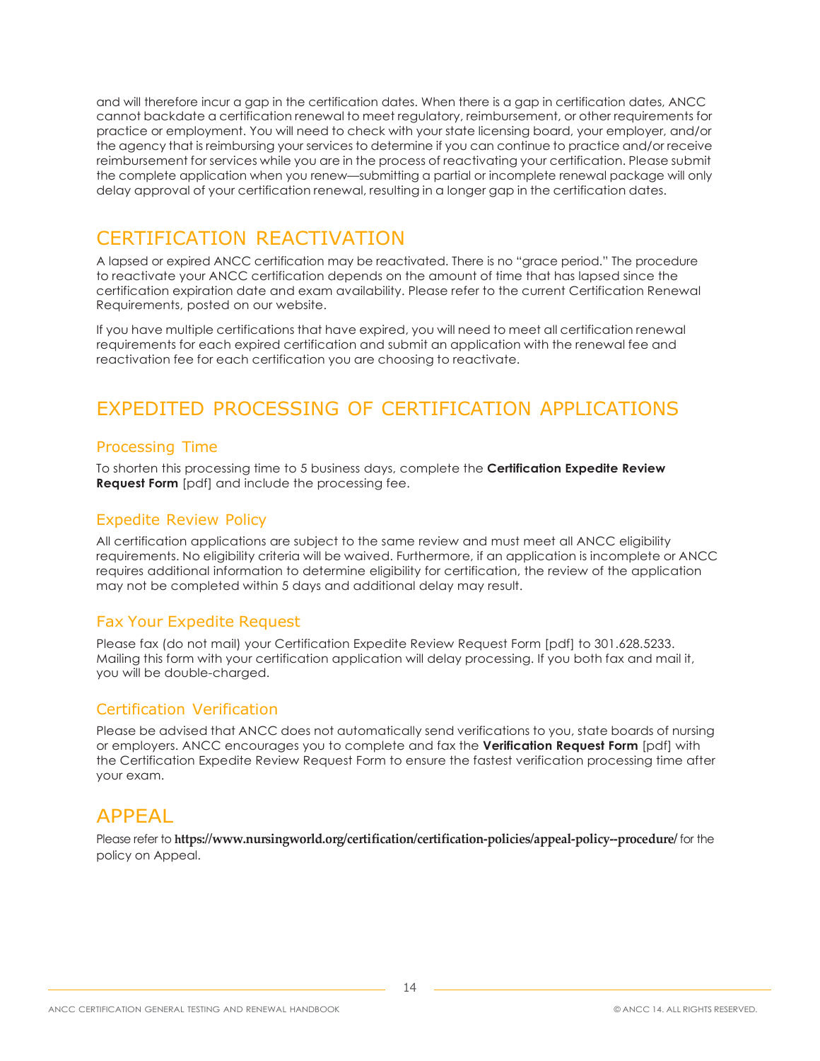and will therefore incur a gap in the certification dates. When there is a gap in certification dates, ANCC cannot backdate a certification renewal to meet regulatory, reimbursement, or other requirements for practice or employment. You will need to check with your state licensing board, your employer, and/or the agency that is reimbursing your services to determine if you can continue to practice and/or receive reimbursement for services while you are in the process of reactivating your certification. Please submit the complete application when you renew—submitting a partial or incomplete renewal package will only delay approval of your certification renewal, resulting in a longer gap in the certification dates.

## CERTIFICATION REACTIVATION

A lapsed or expired ANCC certification may be reactivated. There is no "grace period." The procedure to reactivate your ANCC certification depends on the amount of time that has lapsed since the certification expiration date and exam availability. Please refer to the current Certification Renewal Requirements, posted on our website.

If you have multiple certifications that have expired, you will need to meet all certification renewal requirements for each expired certification and submit an application with the renewal fee and reactivation fee for each certification you are choosing to reactivate.

## EXPEDITED PROCESSING OF CERTIFICATION APPLICATIONS

### Processing Time

To shorten this processing time to 5 business days, complete the **Certification Expedite Review Request Form** [pdf] and include the processing fee.

### Expedite Review Policy

All certification applications are subject to the same review and must meet all ANCC eligibility requirements. No eligibility criteria will be waived. Furthermore, if an application is incomplete or ANCC requires additional information to determine eligibility for certification, the review of the application may not be completed within 5 days and additional delay may result.

### Fax Your Expedite Request

Please fax (do not mail) your Certification Expedite Review Request Form [pdf] to 301.628.5233. Mailing this form with your certification application will delay processing. If you both fax and mail it, you will be double-charged.

### Certification Verification

Please be advised that ANCC does not automatically send verifications to you, state boards of nursing or employers. ANCC encourages you to complete and fax the **Verification Request Form** [pdf] with the Certification Expedite Review Request Form to ensure the fastest verification processing time after your exam.

## APPEAL

Please refer to **https://www.nursingworld.org/certification/certification-policies/appeal-policy--procedure/** for the policy on Appeal.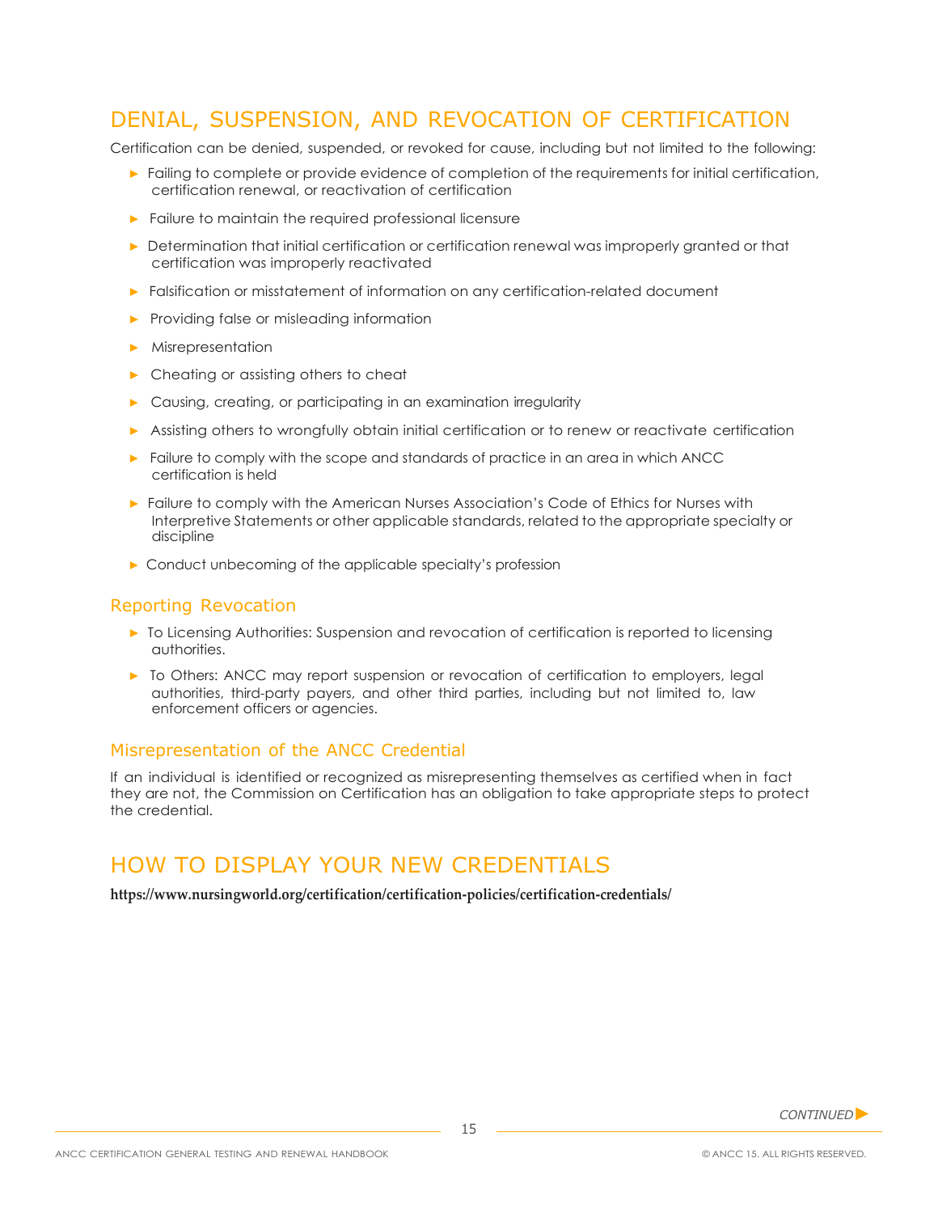## DENIAL, SUSPENSION, AND REVOCATION OF CERTIFICATION

Certification can be denied, suspended, or revoked for cause, including but not limited to the following:

- Failing to complete or provide evidence of completion of the requirements for initial certification, certification renewal, or reactivation of certification
- Failure to maintain the required professional licensure
- Determination that initial certification or certification renewal was improperly granted or that certification was improperly reactivated
- Falsification or misstatement of information on any certification-related document
- Providing false or misleading information
- Misrepresentation
- Cheating or assisting others to cheat
- Causing, creating, or participating in an examination irregularity
- Assisting others to wrongfully obtain initial certification or to renew or reactivate certification
- Failure to comply with the scope and standards of practice in an area in which ANCC certification is held
- Failure to comply with the American Nurses Association's Code of Ethics for Nurses with Interpretive Statements or other applicable standards, related to the appropriate specialty or discipline
- Conduct unbecoming of the applicable specialty's profession

### Reporting Revocation

- To Licensing Authorities: Suspension and revocation of certification is reported to licensing authorities.
- To Others: ANCC may report suspension or revocation of certification to employers, legal authorities, third-party payers, and other third parties, including but not limited to, law enforcement officers or agencies.

### Misrepresentation of the ANCC Credential

If an individual is identified or recognized as misrepresenting themselves as certified when in fact they are not, the Commission on Certification has an obligation to take appropriate steps to protect the credential.

## HOW TO DISPLAY YOUR NEW CREDENTIALS

**https://www.nursingworld.org/certification/certification-policies/certification-credentials/**

*CONTINUED*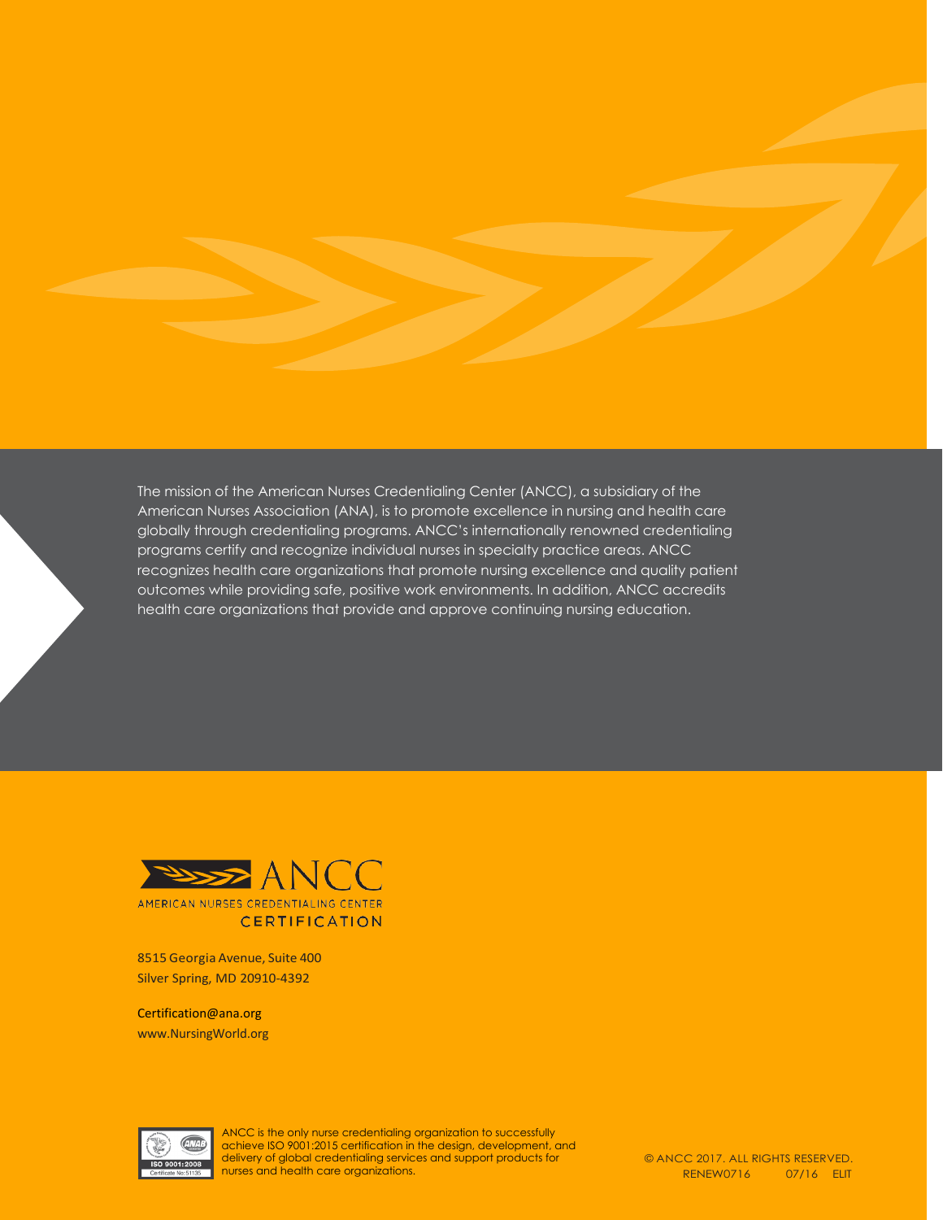The mission of the American Nurses Credentialing Center (ANCC), a subsidiary of the American Nurses Association (ANA), is to promote excellence in nursing and health care globally through credentialing programs. ANCC's internationally renowned credentialing programs certify and recognize individual nurses in specialty practice areas. ANCC recognizes health care organizations that promote nursing excellence and quality patient outcomes while providing safe, positive work environments. In addition, ANCC accredits health care organizations that provide and approve continuing nursing education.

ANCC
AMERICAN NURSES CREDENTIALING CENTER
CERTIFICATION

8515 Georgia Avenue, Suite 400
Silver Spring, MD 20910-4392

Certification@ana.org
www.NursingWorld.org

ISO 9001:2008
Certificate No:51135

ANCC is the only nurse credentialing organization to successfully achieve ISO 9001:2015 certification in the design, development, and delivery of global credentialing services and support products for nurses and health care organizations.

© ANCC 2017. ALL RIGHTS RESERVED.
RENEW0716 07/16 ELIT